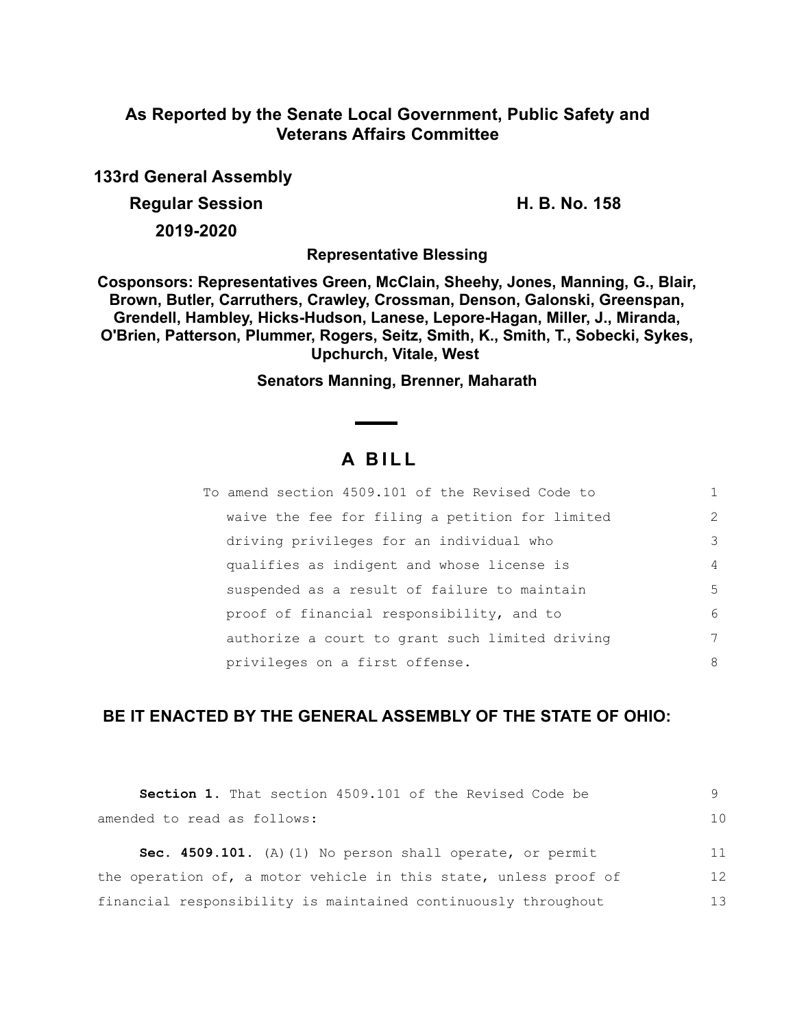**As Reported by the Senate Local Government, Public Safety and Veterans Affairs Committee**

**133rd General Assembly**

**Regular Session** **H. B. No. 158**

**2019-2020**

**Representative Blessing**

**Cosponsors: Representatives Green, McClain, Sheehy, Jones, Manning, G., Blair, Brown, Butler, Carruthers, Crawley, Crossman, Denson, Galonski, Greenspan, Grendell, Hambley, Hicks-Hudson, Lanese, Lepore-Hagan, Miller, J., Miranda, O'Brien, Patterson, Plummer, Rogers, Seitz, Smith, K., Smith, T., Sobecki, Sykes, Upchurch, Vitale, West**

**Senators Manning, Brenner, Maharath**

# A BILL

To amend section 4509.101 of the Revised Code to waive the fee for filing a petition for limited driving privileges for an individual who qualifies as indigent and whose license is suspended as a result of failure to maintain proof of financial responsibility, and to authorize a court to grant such limited driving privileges on a first offense.

## BE IT ENACTED BY THE GENERAL ASSEMBLY OF THE STATE OF OHIO:

**Section 1.** That section 4509.101 of the Revised Code be amended to read as follows:

**Sec. 4509.101.** (A)(1) No person shall operate, or permit the operation of, a motor vehicle in this state, unless proof of financial responsibility is maintained continuously throughout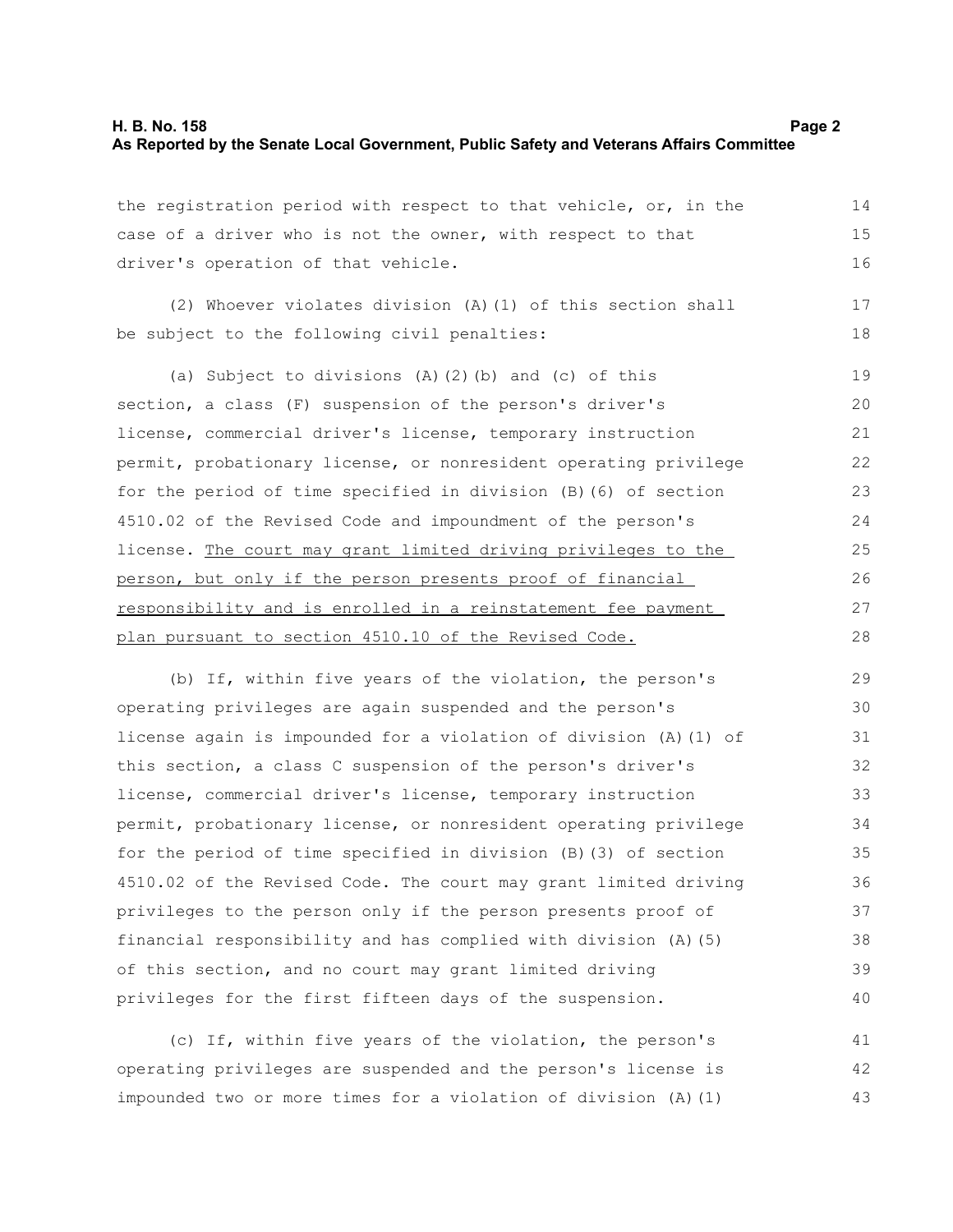the registration period with respect to that vehicle, or, in the case of a driver who is not the owner, with respect to that driver's operation of that vehicle.

(2) Whoever violates division (A)(1) of this section shall be subject to the following civil penalties:

(a) Subject to divisions (A)(2)(b) and (c) of this section, a class (F) suspension of the person's driver's license, commercial driver's license, temporary instruction permit, probationary license, or nonresident operating privilege for the period of time specified in division (B)(6) of section 4510.02 of the Revised Code and impoundment of the person's license. <u>The court may grant limited driving privileges to the person, but only if the person presents proof of financial responsibility and is enrolled in a reinstatement fee payment plan pursuant to section 4510.10 of the Revised Code.</u>

(b) If, within five years of the violation, the person's operating privileges are again suspended and the person's license again is impounded for a violation of division (A)(1) of this section, a class C suspension of the person's driver's license, commercial driver's license, temporary instruction permit, probationary license, or nonresident operating privilege for the period of time specified in division (B)(3) of section 4510.02 of the Revised Code. The court may grant limited driving privileges to the person only if the person presents proof of financial responsibility and has complied with division (A)(5) of this section, and no court may grant limited driving privileges for the first fifteen days of the suspension.

(c) If, within five years of the violation, the person's operating privileges are suspended and the person's license is impounded two or more times for a violation of division (A)(1)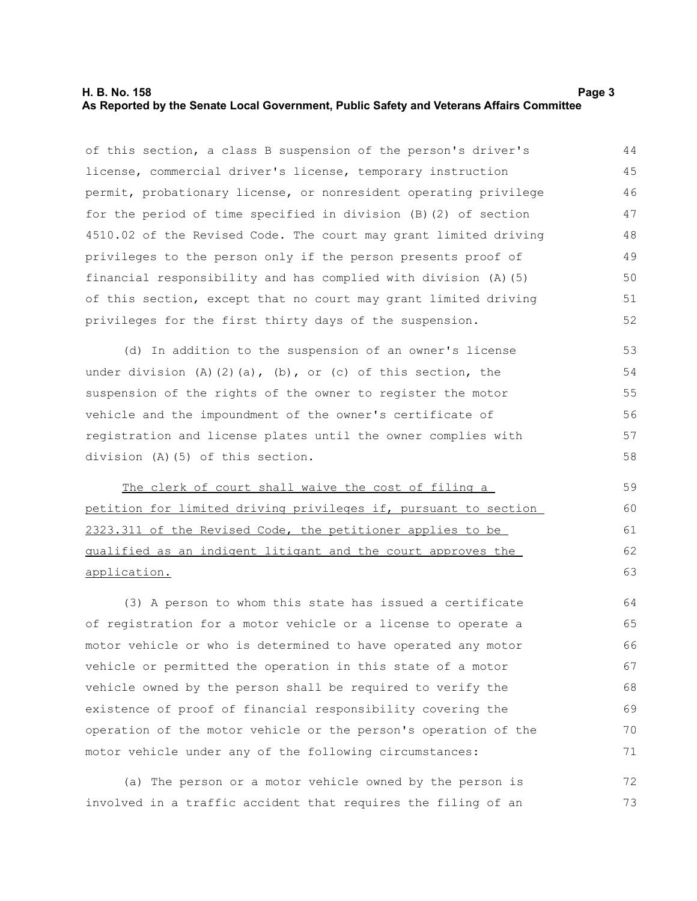of this section, a class B suspension of the person's driver's license, commercial driver's license, temporary instruction permit, probationary license, or nonresident operating privilege for the period of time specified in division (B)(2) of section 4510.02 of the Revised Code. The court may grant limited driving privileges to the person only if the person presents proof of financial responsibility and has complied with division (A)(5) of this section, except that no court may grant limited driving privileges for the first thirty days of the suspension.

(d) In addition to the suspension of an owner's license under division (A)(2)(a), (b), or (c) of this section, the suspension of the rights of the owner to register the motor vehicle and the impoundment of the owner's certificate of registration and license plates until the owner complies with division (A)(5) of this section.

<u>The clerk of court shall waive the cost of filing a petition for limited driving privileges if, pursuant to section 2323.311 of the Revised Code, the petitioner applies to be qualified as an indigent litigant and the court approves the application.</u>

(3) A person to whom this state has issued a certificate of registration for a motor vehicle or a license to operate a motor vehicle or who is determined to have operated any motor vehicle or permitted the operation in this state of a motor vehicle owned by the person shall be required to verify the existence of proof of financial responsibility covering the operation of the motor vehicle or the person's operation of the motor vehicle under any of the following circumstances:

(a) The person or a motor vehicle owned by the person is involved in a traffic accident that requires the filing of an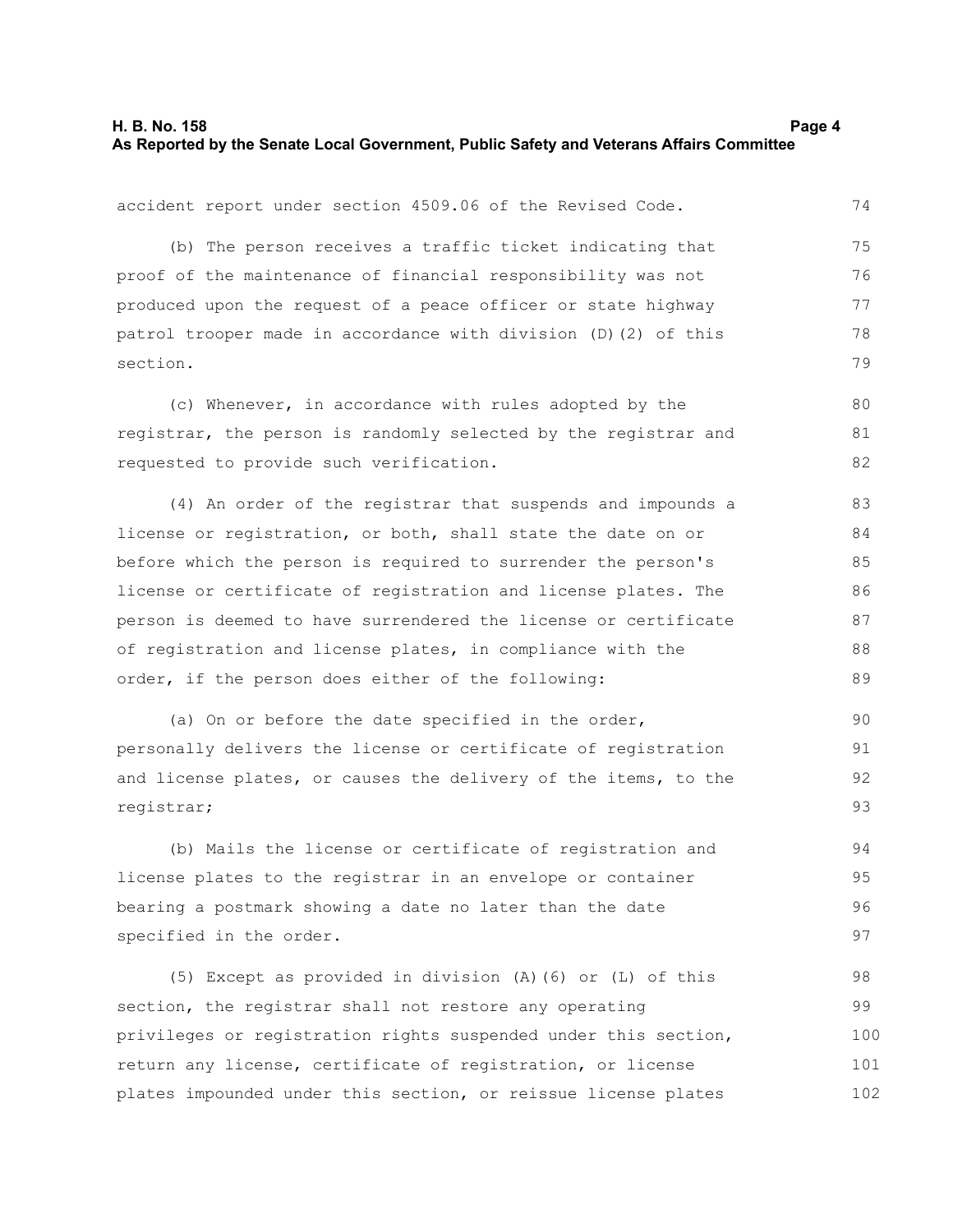accident report under section 4509.06 of the Revised Code.

(b) The person receives a traffic ticket indicating that proof of the maintenance of financial responsibility was not produced upon the request of a peace officer or state highway patrol trooper made in accordance with division (D)(2) of this section.

(c) Whenever, in accordance with rules adopted by the registrar, the person is randomly selected by the registrar and requested to provide such verification.

(4) An order of the registrar that suspends and impounds a license or registration, or both, shall state the date on or before which the person is required to surrender the person's license or certificate of registration and license plates. The person is deemed to have surrendered the license or certificate of registration and license plates, in compliance with the order, if the person does either of the following:

(a) On or before the date specified in the order, personally delivers the license or certificate of registration and license plates, or causes the delivery of the items, to the registrar;

(b) Mails the license or certificate of registration and license plates to the registrar in an envelope or container bearing a postmark showing a date no later than the date specified in the order.

(5) Except as provided in division (A)(6) or (L) of this section, the registrar shall not restore any operating privileges or registration rights suspended under this section, return any license, certificate of registration, or license plates impounded under this section, or reissue license plates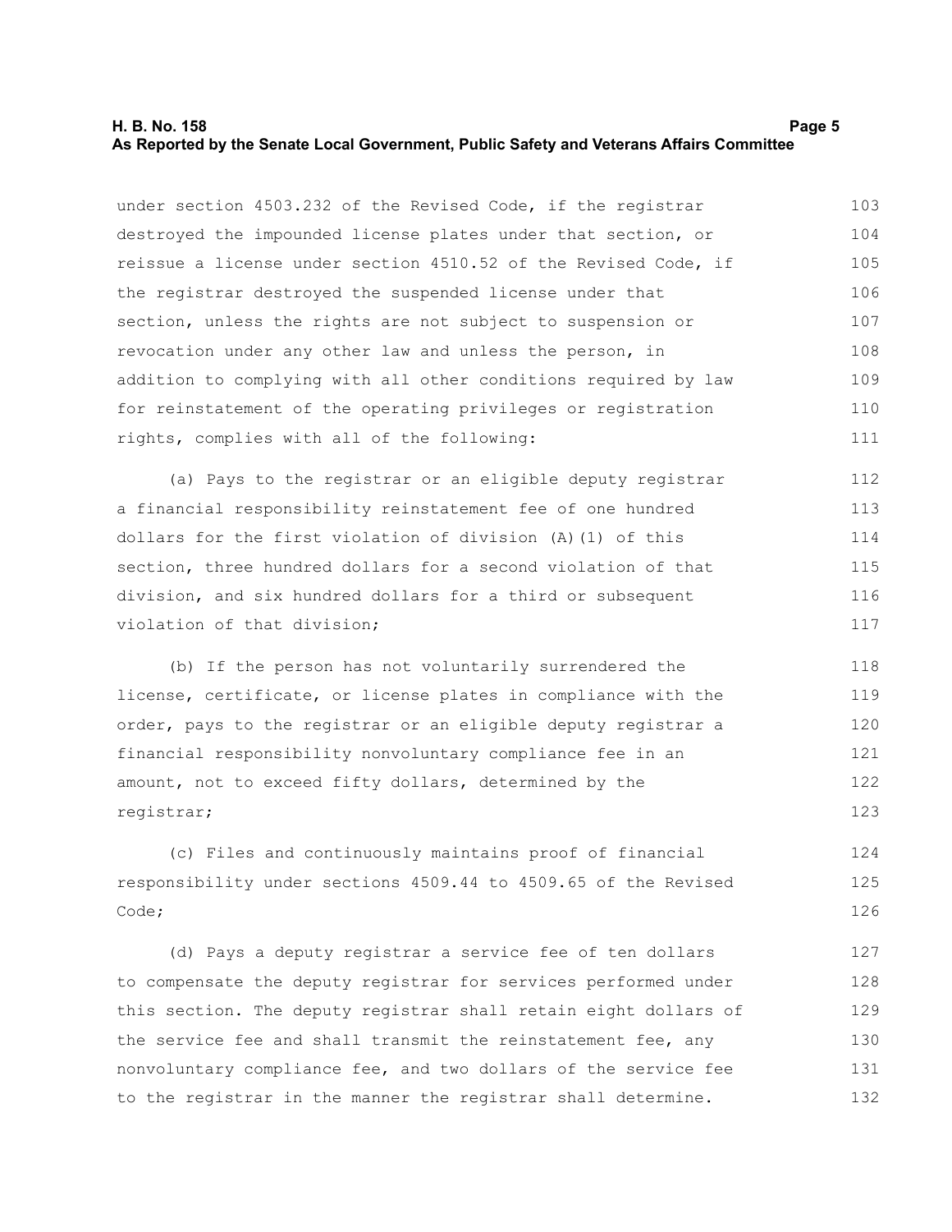under section 4503.232 of the Revised Code, if the registrar destroyed the impounded license plates under that section, or reissue a license under section 4510.52 of the Revised Code, if the registrar destroyed the suspended license under that section, unless the rights are not subject to suspension or revocation under any other law and unless the person, in addition to complying with all other conditions required by law for reinstatement of the operating privileges or registration rights, complies with all of the following:

(a) Pays to the registrar or an eligible deputy registrar a financial responsibility reinstatement fee of one hundred dollars for the first violation of division (A)(1) of this section, three hundred dollars for a second violation of that division, and six hundred dollars for a third or subsequent violation of that division;

(b) If the person has not voluntarily surrendered the license, certificate, or license plates in compliance with the order, pays to the registrar or an eligible deputy registrar a financial responsibility nonvoluntary compliance fee in an amount, not to exceed fifty dollars, determined by the registrar;

(c) Files and continuously maintains proof of financial responsibility under sections 4509.44 to 4509.65 of the Revised Code;

(d) Pays a deputy registrar a service fee of ten dollars to compensate the deputy registrar for services performed under this section. The deputy registrar shall retain eight dollars of the service fee and shall transmit the reinstatement fee, any nonvoluntary compliance fee, and two dollars of the service fee to the registrar in the manner the registrar shall determine.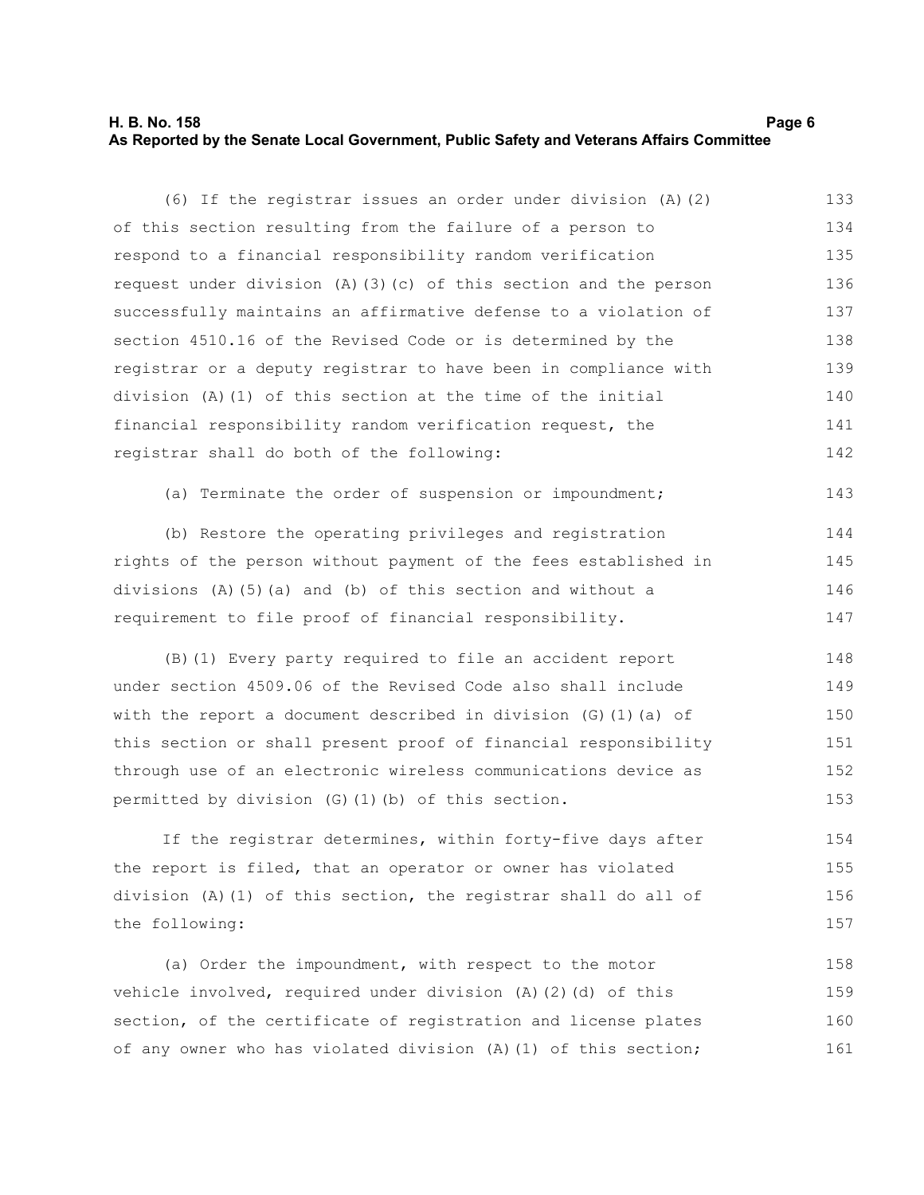(6) If the registrar issues an order under division (A)(2) of this section resulting from the failure of a person to respond to a financial responsibility random verification request under division (A)(3)(c) of this section and the person successfully maintains an affirmative defense to a violation of section 4510.16 of the Revised Code or is determined by the registrar or a deputy registrar to have been in compliance with division (A)(1) of this section at the time of the initial financial responsibility random verification request, the registrar shall do both of the following:

(a) Terminate the order of suspension or impoundment;

(b) Restore the operating privileges and registration rights of the person without payment of the fees established in divisions (A)(5)(a) and (b) of this section and without a requirement to file proof of financial responsibility.

(B)(1) Every party required to file an accident report under section 4509.06 of the Revised Code also shall include with the report a document described in division (G)(1)(a) of this section or shall present proof of financial responsibility through use of an electronic wireless communications device as permitted by division (G)(1)(b) of this section.

If the registrar determines, within forty-five days after the report is filed, that an operator or owner has violated division (A)(1) of this section, the registrar shall do all of the following:

(a) Order the impoundment, with respect to the motor vehicle involved, required under division (A)(2)(d) of this section, of the certificate of registration and license plates of any owner who has violated division (A)(1) of this section;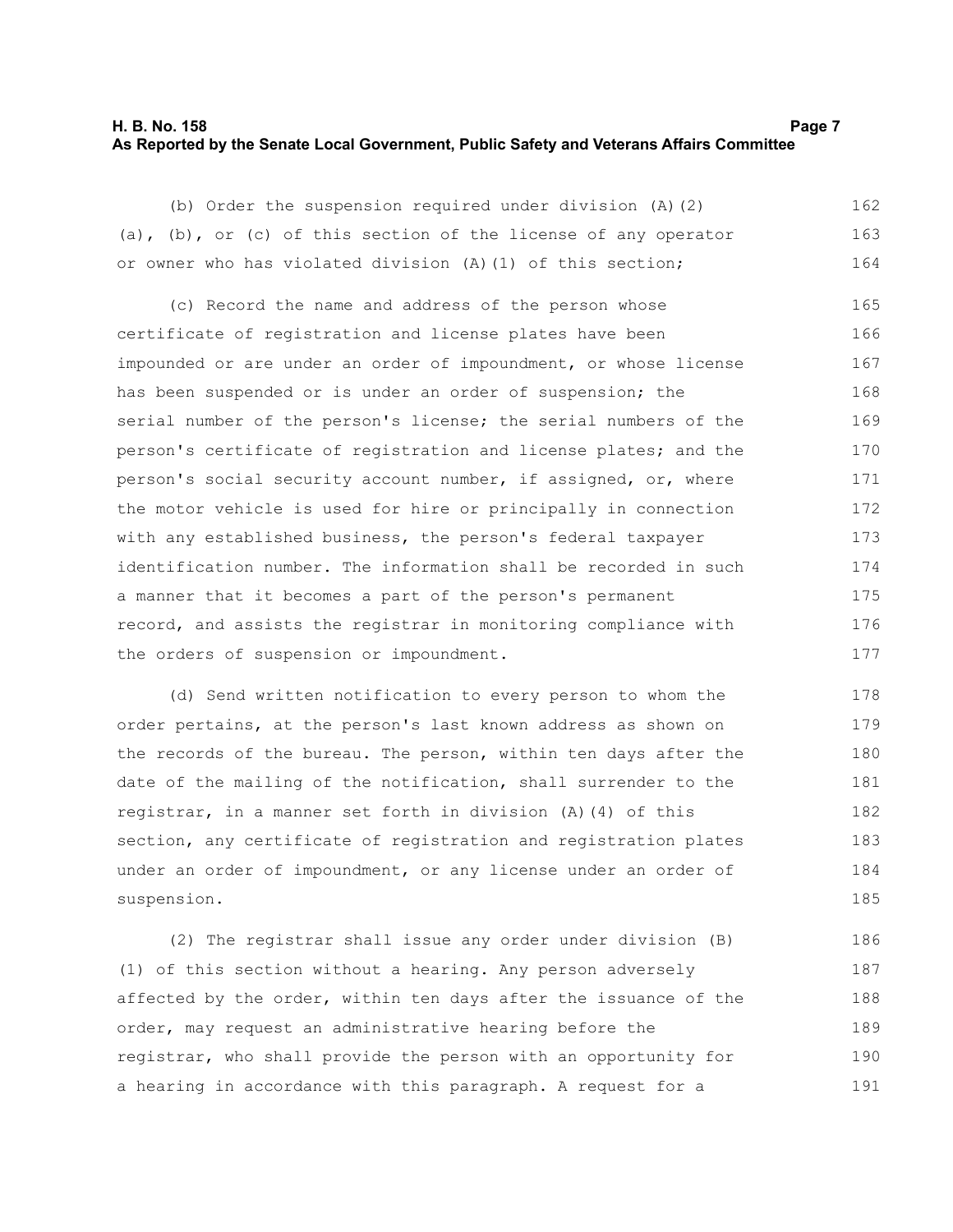(b) Order the suspension required under division (A)(2)(a), (b), or (c) of this section of the license of any operator or owner who has violated division (A)(1) of this section;

(c) Record the name and address of the person whose certificate of registration and license plates have been impounded or are under an order of impoundment, or whose license has been suspended or is under an order of suspension; the serial number of the person's license; the serial numbers of the person's certificate of registration and license plates; and the person's social security account number, if assigned, or, where the motor vehicle is used for hire or principally in connection with any established business, the person's federal taxpayer identification number. The information shall be recorded in such a manner that it becomes a part of the person's permanent record, and assists the registrar in monitoring compliance with the orders of suspension or impoundment.

(d) Send written notification to every person to whom the order pertains, at the person's last known address as shown on the records of the bureau. The person, within ten days after the date of the mailing of the notification, shall surrender to the registrar, in a manner set forth in division (A)(4) of this section, any certificate of registration and registration plates under an order of impoundment, or any license under an order of suspension.

(2) The registrar shall issue any order under division (B)(1) of this section without a hearing. Any person adversely affected by the order, within ten days after the issuance of the order, may request an administrative hearing before the registrar, who shall provide the person with an opportunity for a hearing in accordance with this paragraph. A request for a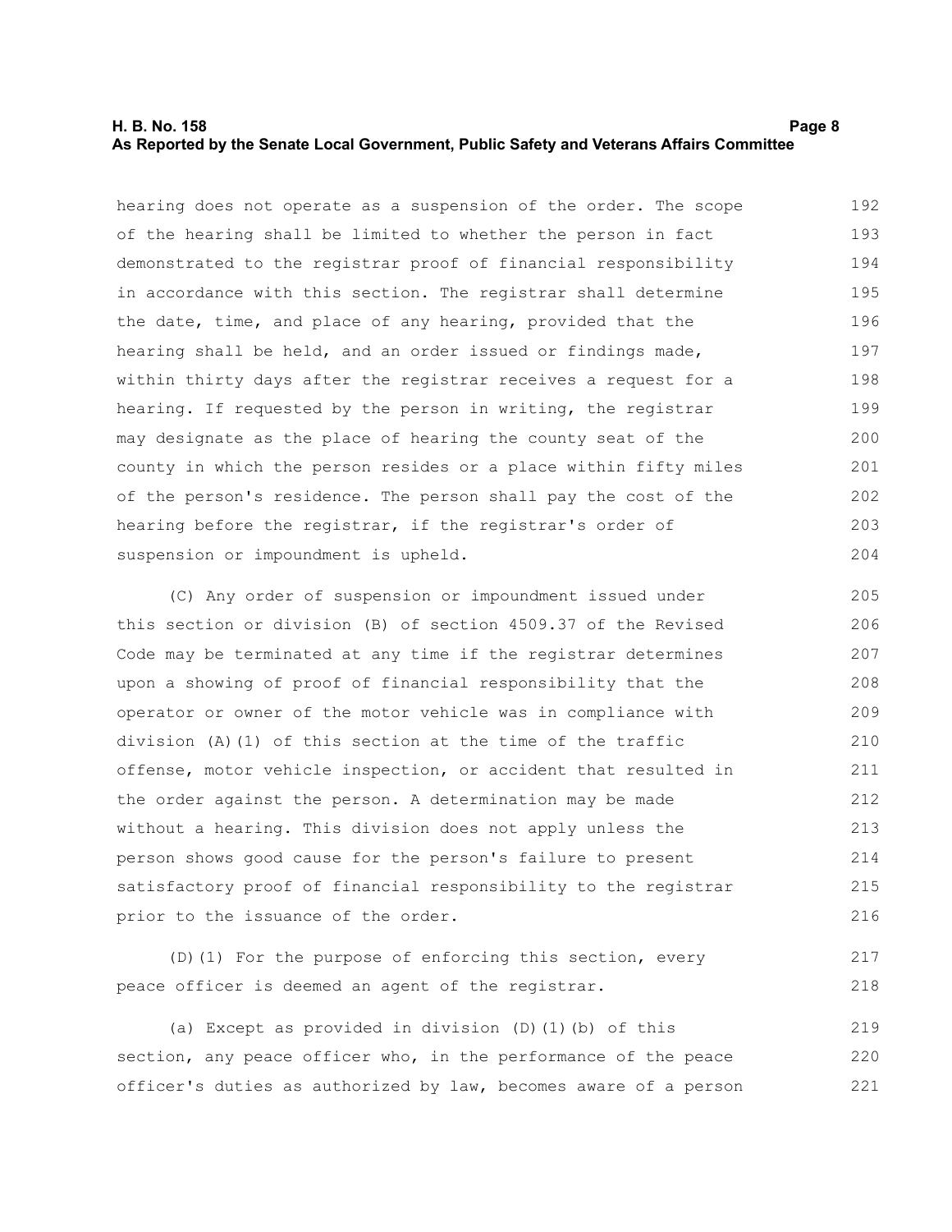hearing does not operate as a suspension of the order. The scope of the hearing shall be limited to whether the person in fact demonstrated to the registrar proof of financial responsibility in accordance with this section. The registrar shall determine the date, time, and place of any hearing, provided that the hearing shall be held, and an order issued or findings made, within thirty days after the registrar receives a request for a hearing. If requested by the person in writing, the registrar may designate as the place of hearing the county seat of the county in which the person resides or a place within fifty miles of the person's residence. The person shall pay the cost of the hearing before the registrar, if the registrar's order of suspension or impoundment is upheld.

(C) Any order of suspension or impoundment issued under this section or division (B) of section 4509.37 of the Revised Code may be terminated at any time if the registrar determines upon a showing of proof of financial responsibility that the operator or owner of the motor vehicle was in compliance with division (A)(1) of this section at the time of the traffic offense, motor vehicle inspection, or accident that resulted in the order against the person. A determination may be made without a hearing. This division does not apply unless the person shows good cause for the person's failure to present satisfactory proof of financial responsibility to the registrar prior to the issuance of the order.

(D)(1) For the purpose of enforcing this section, every peace officer is deemed an agent of the registrar.

(a) Except as provided in division (D)(1)(b) of this section, any peace officer who, in the performance of the peace officer's duties as authorized by law, becomes aware of a person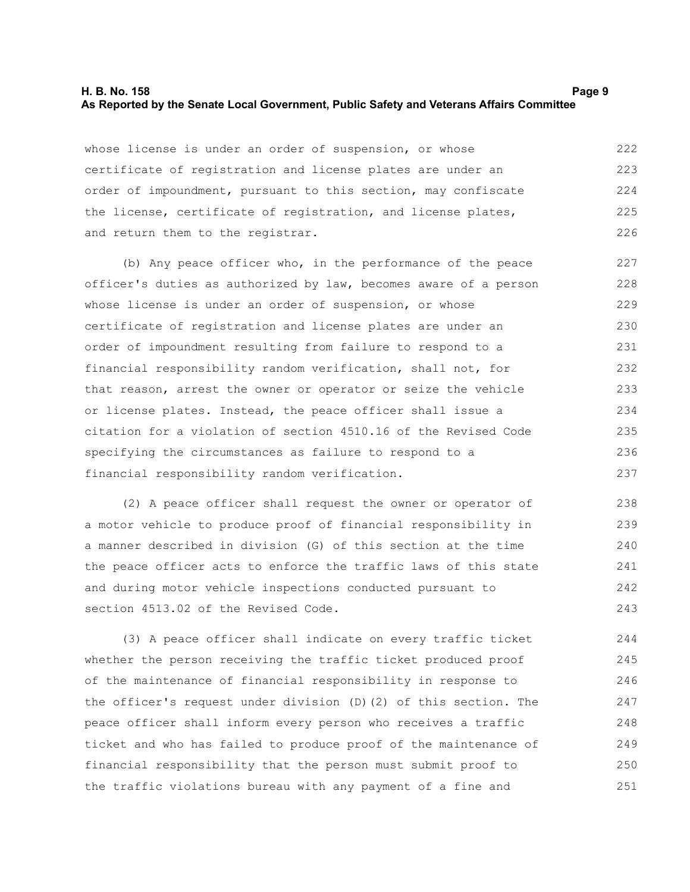whose license is under an order of suspension, or whose certificate of registration and license plates are under an order of impoundment, pursuant to this section, may confiscate the license, certificate of registration, and license plates, and return them to the registrar.

(b) Any peace officer who, in the performance of the peace officer's duties as authorized by law, becomes aware of a person whose license is under an order of suspension, or whose certificate of registration and license plates are under an order of impoundment resulting from failure to respond to a financial responsibility random verification, shall not, for that reason, arrest the owner or operator or seize the vehicle or license plates. Instead, the peace officer shall issue a citation for a violation of section 4510.16 of the Revised Code specifying the circumstances as failure to respond to a financial responsibility random verification.

(2) A peace officer shall request the owner or operator of a motor vehicle to produce proof of financial responsibility in a manner described in division (G) of this section at the time the peace officer acts to enforce the traffic laws of this state and during motor vehicle inspections conducted pursuant to section 4513.02 of the Revised Code.

(3) A peace officer shall indicate on every traffic ticket whether the person receiving the traffic ticket produced proof of the maintenance of financial responsibility in response to the officer's request under division (D)(2) of this section. The peace officer shall inform every person who receives a traffic ticket and who has failed to produce proof of the maintenance of financial responsibility that the person must submit proof to the traffic violations bureau with any payment of a fine and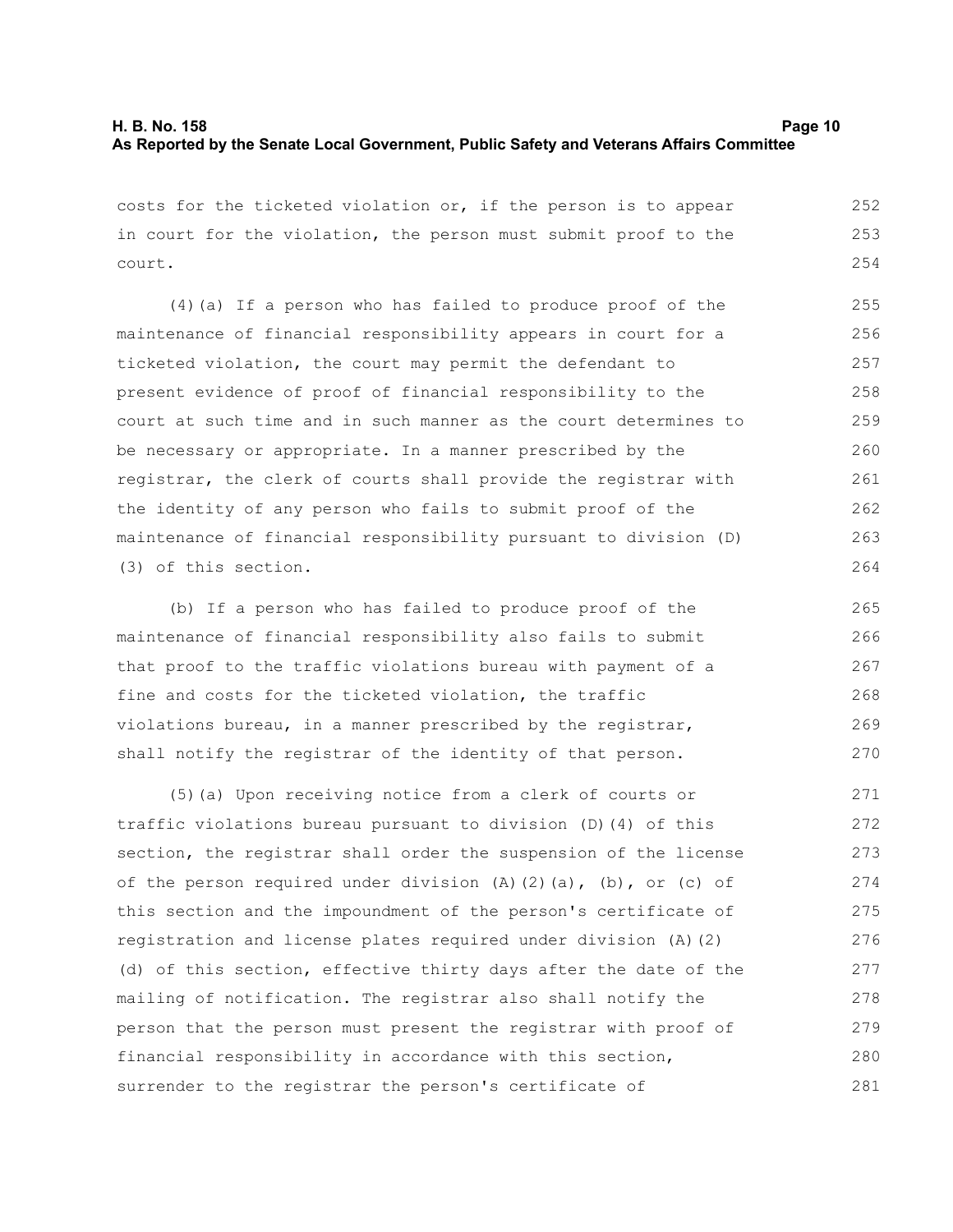costs for the ticketed violation or, if the person is to appear in court for the violation, the person must submit proof to the court.

(4)(a) If a person who has failed to produce proof of the maintenance of financial responsibility appears in court for a ticketed violation, the court may permit the defendant to present evidence of proof of financial responsibility to the court at such time and in such manner as the court determines to be necessary or appropriate. In a manner prescribed by the registrar, the clerk of courts shall provide the registrar with the identity of any person who fails to submit proof of the maintenance of financial responsibility pursuant to division (D)(3) of this section.

(b) If a person who has failed to produce proof of the maintenance of financial responsibility also fails to submit that proof to the traffic violations bureau with payment of a fine and costs for the ticketed violation, the traffic violations bureau, in a manner prescribed by the registrar, shall notify the registrar of the identity of that person.

(5)(a) Upon receiving notice from a clerk of courts or traffic violations bureau pursuant to division (D)(4) of this section, the registrar shall order the suspension of the license of the person required under division (A)(2)(a), (b), or (c) of this section and the impoundment of the person's certificate of registration and license plates required under division (A)(2)(d) of this section, effective thirty days after the date of the mailing of notification. The registrar also shall notify the person that the person must present the registrar with proof of financial responsibility in accordance with this section, surrender to the registrar the person's certificate of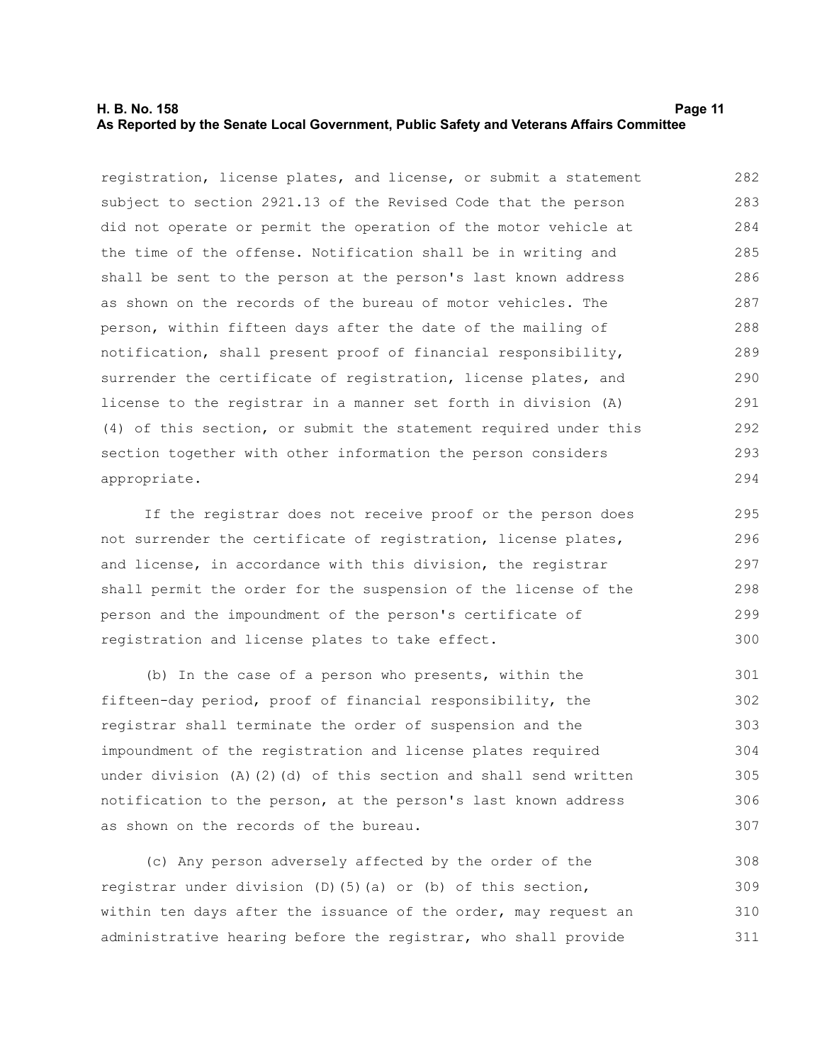registration, license plates, and license, or submit a statement subject to section 2921.13 of the Revised Code that the person did not operate or permit the operation of the motor vehicle at the time of the offense. Notification shall be in writing and shall be sent to the person at the person's last known address as shown on the records of the bureau of motor vehicles. The person, within fifteen days after the date of the mailing of notification, shall present proof of financial responsibility, surrender the certificate of registration, license plates, and license to the registrar in a manner set forth in division (A)(4) of this section, or submit the statement required under this section together with other information the person considers appropriate.

If the registrar does not receive proof or the person does not surrender the certificate of registration, license plates, and license, in accordance with this division, the registrar shall permit the order for the suspension of the license of the person and the impoundment of the person's certificate of registration and license plates to take effect.

(b) In the case of a person who presents, within the fifteen-day period, proof of financial responsibility, the registrar shall terminate the order of suspension and the impoundment of the registration and license plates required under division (A)(2)(d) of this section and shall send written notification to the person, at the person's last known address as shown on the records of the bureau.

(c) Any person adversely affected by the order of the registrar under division (D)(5)(a) or (b) of this section, within ten days after the issuance of the order, may request an administrative hearing before the registrar, who shall provide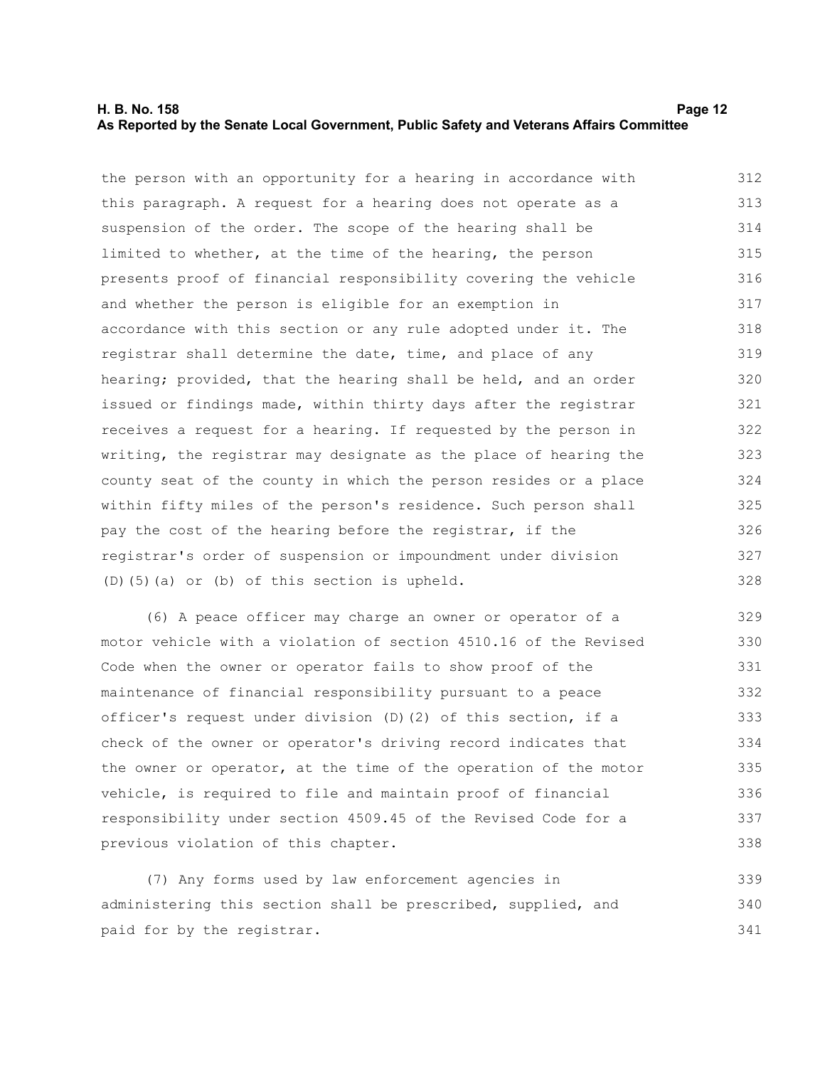the person with an opportunity for a hearing in accordance with this paragraph. A request for a hearing does not operate as a suspension of the order. The scope of the hearing shall be limited to whether, at the time of the hearing, the person presents proof of financial responsibility covering the vehicle and whether the person is eligible for an exemption in accordance with this section or any rule adopted under it. The registrar shall determine the date, time, and place of any hearing; provided, that the hearing shall be held, and an order issued or findings made, within thirty days after the registrar receives a request for a hearing. If requested by the person in writing, the registrar may designate as the place of hearing the county seat of the county in which the person resides or a place within fifty miles of the person's residence. Such person shall pay the cost of the hearing before the registrar, if the registrar's order of suspension or impoundment under division (D)(5)(a) or (b) of this section is upheld.

(6) A peace officer may charge an owner or operator of a motor vehicle with a violation of section 4510.16 of the Revised Code when the owner or operator fails to show proof of the maintenance of financial responsibility pursuant to a peace officer's request under division (D)(2) of this section, if a check of the owner or operator's driving record indicates that the owner or operator, at the time of the operation of the motor vehicle, is required to file and maintain proof of financial responsibility under section 4509.45 of the Revised Code for a previous violation of this chapter.

(7) Any forms used by law enforcement agencies in administering this section shall be prescribed, supplied, and paid for by the registrar.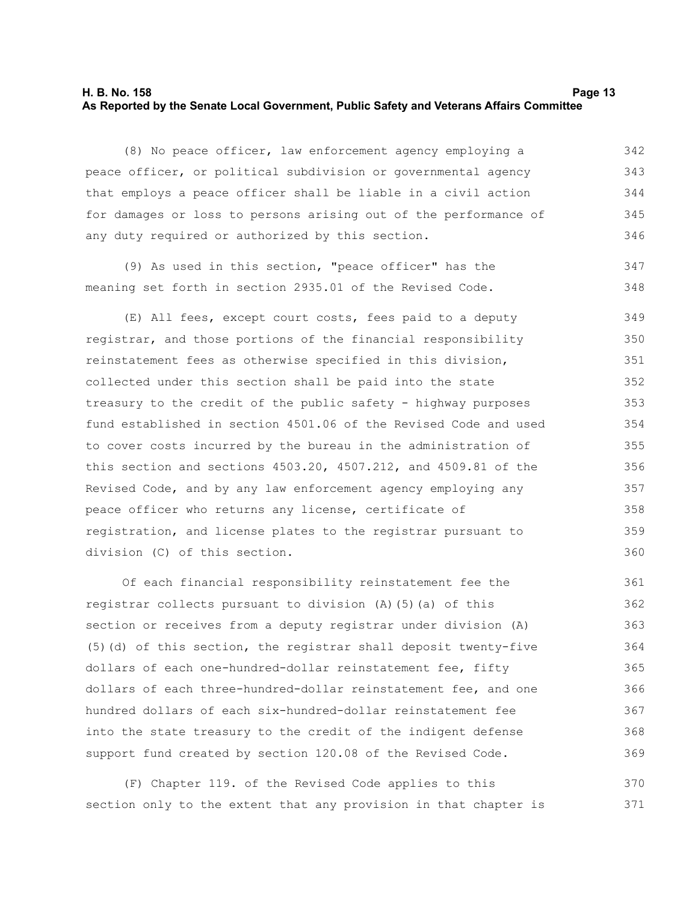(8) No peace officer, law enforcement agency employing a peace officer, or political subdivision or governmental agency that employs a peace officer shall be liable in a civil action for damages or loss to persons arising out of the performance of any duty required or authorized by this section.

(9) As used in this section, "peace officer" has the meaning set forth in section 2935.01 of the Revised Code.

(E) All fees, except court costs, fees paid to a deputy registrar, and those portions of the financial responsibility reinstatement fees as otherwise specified in this division, collected under this section shall be paid into the state treasury to the credit of the public safety - highway purposes fund established in section 4501.06 of the Revised Code and used to cover costs incurred by the bureau in the administration of this section and sections 4503.20, 4507.212, and 4509.81 of the Revised Code, and by any law enforcement agency employing any peace officer who returns any license, certificate of registration, and license plates to the registrar pursuant to division (C) of this section.

Of each financial responsibility reinstatement fee the registrar collects pursuant to division (A)(5)(a) of this section or receives from a deputy registrar under division (A)(5)(d) of this section, the registrar shall deposit twenty-five dollars of each one-hundred-dollar reinstatement fee, fifty dollars of each three-hundred-dollar reinstatement fee, and one hundred dollars of each six-hundred-dollar reinstatement fee into the state treasury to the credit of the indigent defense support fund created by section 120.08 of the Revised Code.

(F) Chapter 119. of the Revised Code applies to this section only to the extent that any provision in that chapter is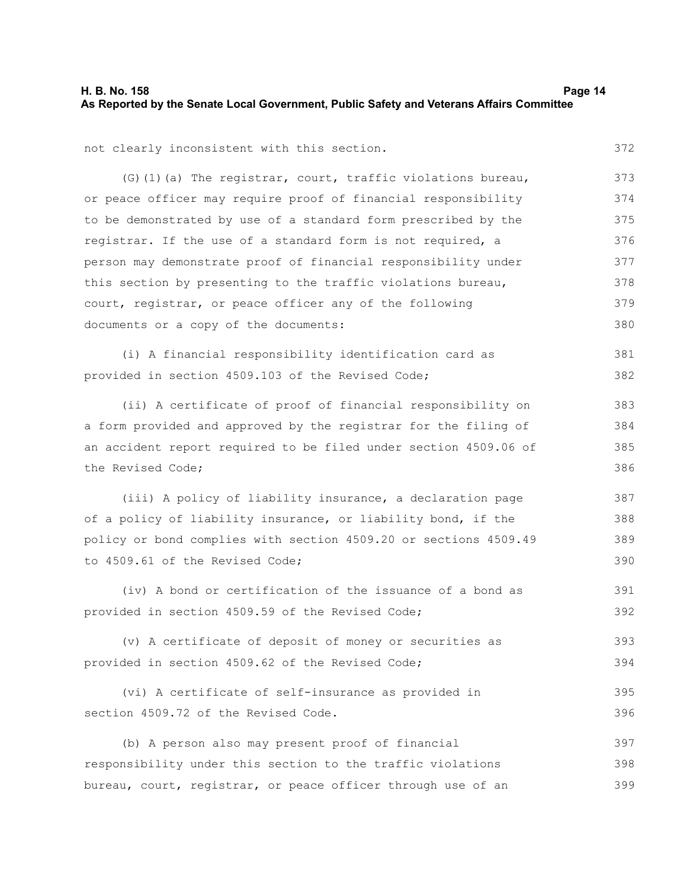not clearly inconsistent with this section.

(G)(1)(a) The registrar, court, traffic violations bureau, or peace officer may require proof of financial responsibility to be demonstrated by use of a standard form prescribed by the registrar. If the use of a standard form is not required, a person may demonstrate proof of financial responsibility under this section by presenting to the traffic violations bureau, court, registrar, or peace officer any of the following documents or a copy of the documents:

(i) A financial responsibility identification card as provided in section 4509.103 of the Revised Code;

(ii) A certificate of proof of financial responsibility on a form provided and approved by the registrar for the filing of an accident report required to be filed under section 4509.06 of the Revised Code;

(iii) A policy of liability insurance, a declaration page of a policy of liability insurance, or liability bond, if the policy or bond complies with section 4509.20 or sections 4509.49 to 4509.61 of the Revised Code;

(iv) A bond or certification of the issuance of a bond as provided in section 4509.59 of the Revised Code;

(v) A certificate of deposit of money or securities as provided in section 4509.62 of the Revised Code;

(vi) A certificate of self-insurance as provided in section 4509.72 of the Revised Code.

(b) A person also may present proof of financial responsibility under this section to the traffic violations bureau, court, registrar, or peace officer through use of an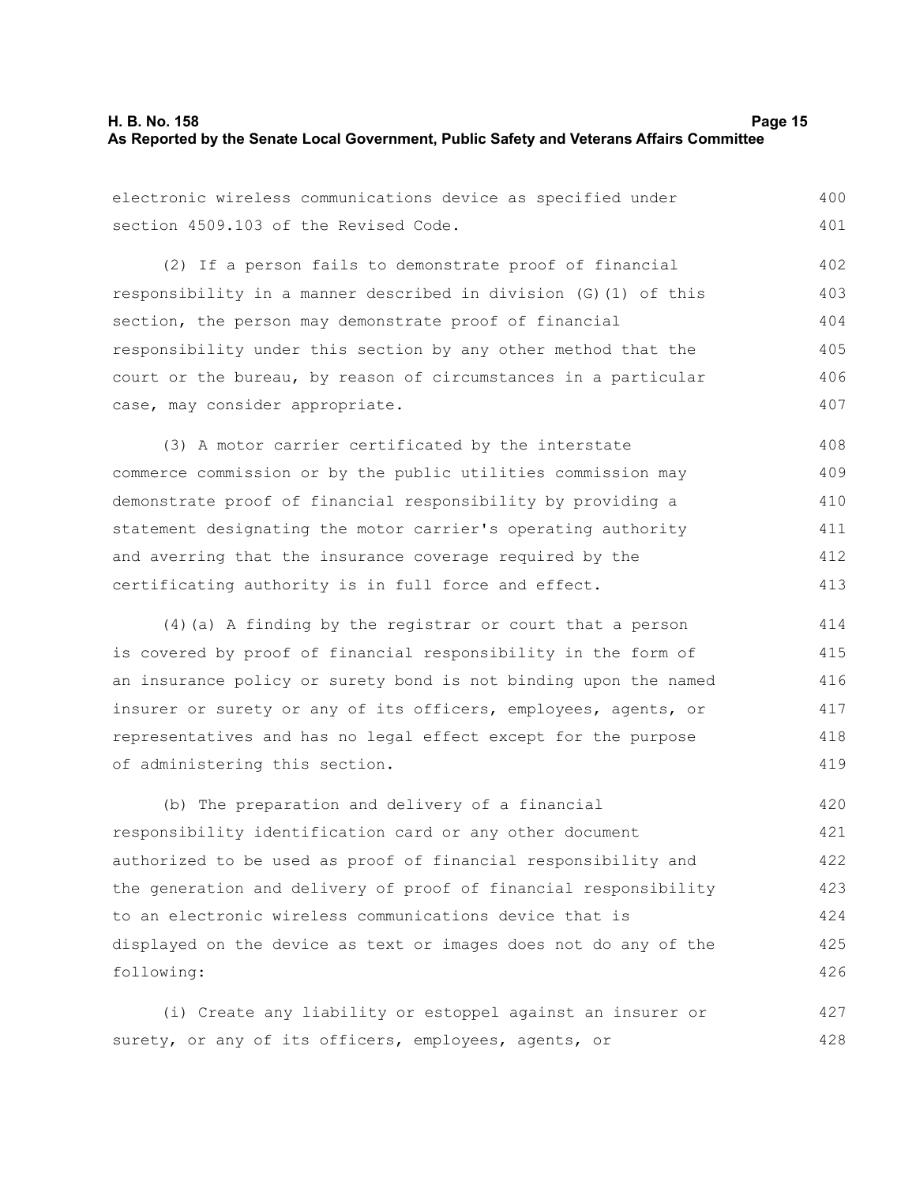electronic wireless communications device as specified under section 4509.103 of the Revised Code.

(2) If a person fails to demonstrate proof of financial responsibility in a manner described in division (G)(1) of this section, the person may demonstrate proof of financial responsibility under this section by any other method that the court or the bureau, by reason of circumstances in a particular case, may consider appropriate.

(3) A motor carrier certificated by the interstate commerce commission or by the public utilities commission may demonstrate proof of financial responsibility by providing a statement designating the motor carrier's operating authority and averring that the insurance coverage required by the certificating authority is in full force and effect.

(4)(a) A finding by the registrar or court that a person is covered by proof of financial responsibility in the form of an insurance policy or surety bond is not binding upon the named insurer or surety or any of its officers, employees, agents, or representatives and has no legal effect except for the purpose of administering this section.

(b) The preparation and delivery of a financial responsibility identification card or any other document authorized to be used as proof of financial responsibility and the generation and delivery of proof of financial responsibility to an electronic wireless communications device that is displayed on the device as text or images does not do any of the following:

(i) Create any liability or estoppel against an insurer or surety, or any of its officers, employees, agents, or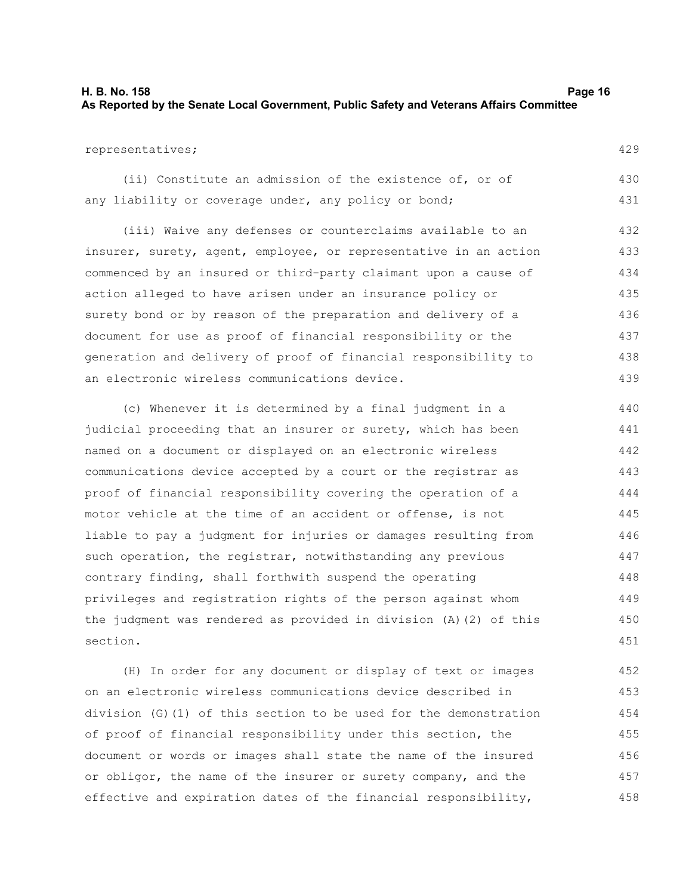representatives;

(ii) Constitute an admission of the existence of, or of any liability or coverage under, any policy or bond;

(iii) Waive any defenses or counterclaims available to an insurer, surety, agent, employee, or representative in an action commenced by an insured or third-party claimant upon a cause of action alleged to have arisen under an insurance policy or surety bond or by reason of the preparation and delivery of a document for use as proof of financial responsibility or the generation and delivery of proof of financial responsibility to an electronic wireless communications device.

(c) Whenever it is determined by a final judgment in a judicial proceeding that an insurer or surety, which has been named on a document or displayed on an electronic wireless communications device accepted by a court or the registrar as proof of financial responsibility covering the operation of a motor vehicle at the time of an accident or offense, is not liable to pay a judgment for injuries or damages resulting from such operation, the registrar, notwithstanding any previous contrary finding, shall forthwith suspend the operating privileges and registration rights of the person against whom the judgment was rendered as provided in division (A)(2) of this section.

(H) In order for any document or display of text or images on an electronic wireless communications device described in division (G)(1) of this section to be used for the demonstration of proof of financial responsibility under this section, the document or words or images shall state the name of the insured or obligor, the name of the insurer or surety company, and the effective and expiration dates of the financial responsibility,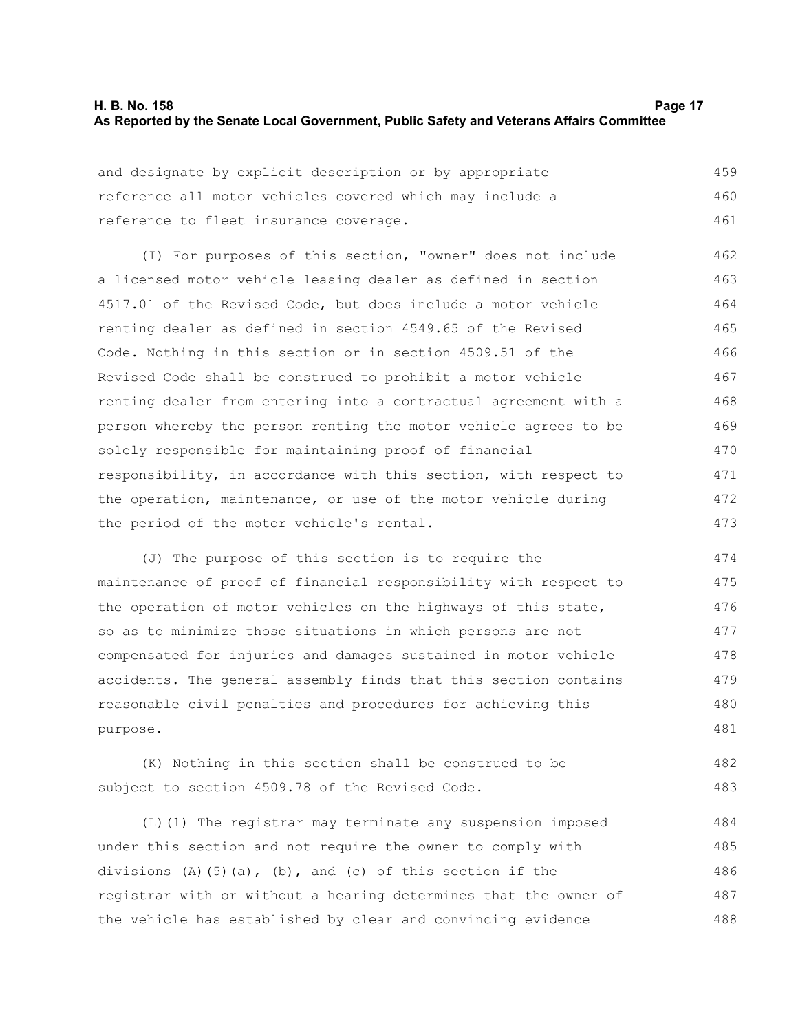and designate by explicit description or by appropriate reference all motor vehicles covered which may include a reference to fleet insurance coverage.

(I) For purposes of this section, "owner" does not include a licensed motor vehicle leasing dealer as defined in section 4517.01 of the Revised Code, but does include a motor vehicle renting dealer as defined in section 4549.65 of the Revised Code. Nothing in this section or in section 4509.51 of the Revised Code shall be construed to prohibit a motor vehicle renting dealer from entering into a contractual agreement with a person whereby the person renting the motor vehicle agrees to be solely responsible for maintaining proof of financial responsibility, in accordance with this section, with respect to the operation, maintenance, or use of the motor vehicle during the period of the motor vehicle's rental.

(J) The purpose of this section is to require the maintenance of proof of financial responsibility with respect to the operation of motor vehicles on the highways of this state, so as to minimize those situations in which persons are not compensated for injuries and damages sustained in motor vehicle accidents. The general assembly finds that this section contains reasonable civil penalties and procedures for achieving this purpose.

(K) Nothing in this section shall be construed to be subject to section 4509.78 of the Revised Code.

(L)(1) The registrar may terminate any suspension imposed under this section and not require the owner to comply with divisions (A)(5)(a), (b), and (c) of this section if the registrar with or without a hearing determines that the owner of the vehicle has established by clear and convincing evidence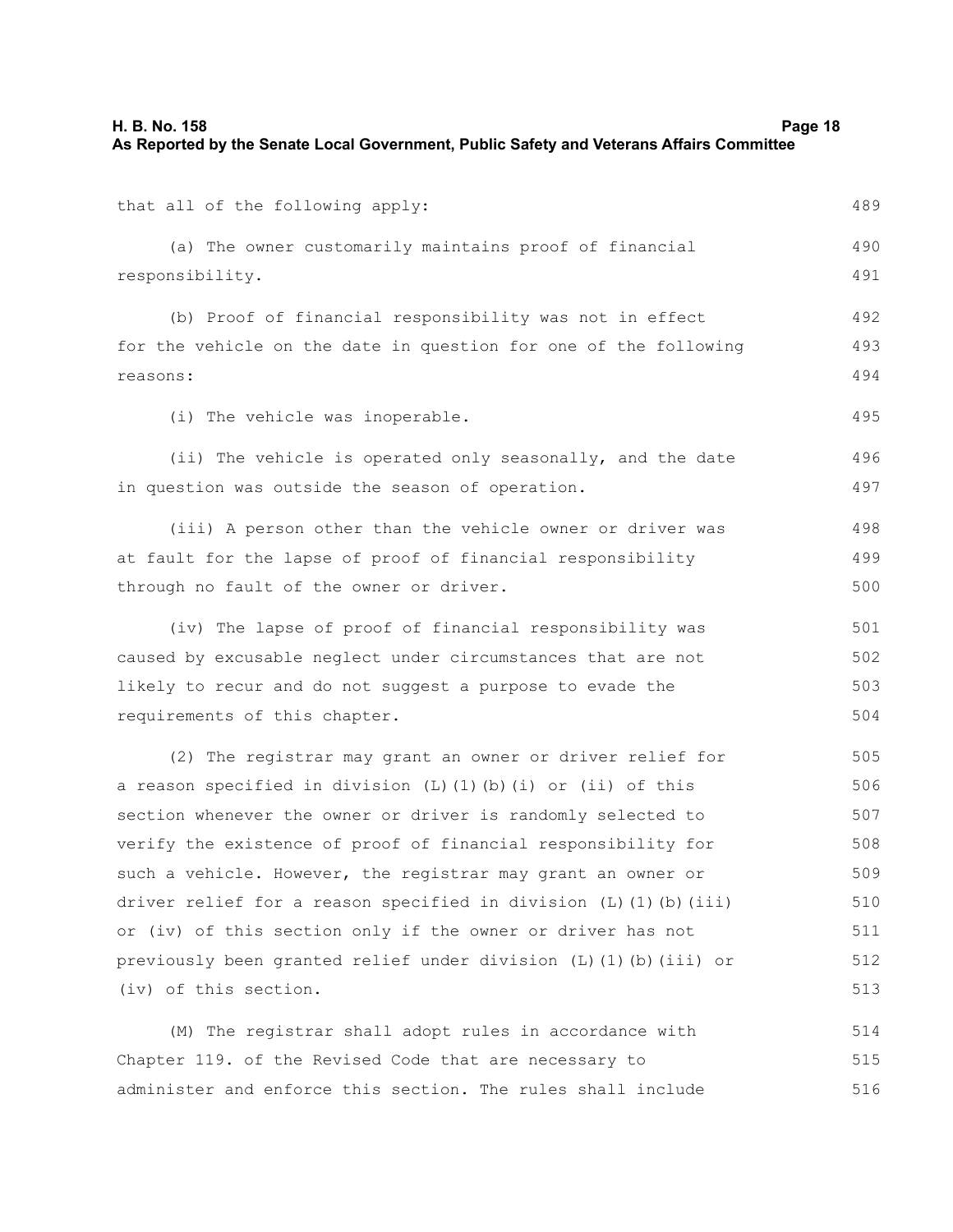that all of the following apply:

(a) The owner customarily maintains proof of financial responsibility.

(b) Proof of financial responsibility was not in effect for the vehicle on the date in question for one of the following reasons:

(i) The vehicle was inoperable.

(ii) The vehicle is operated only seasonally, and the date in question was outside the season of operation.

(iii) A person other than the vehicle owner or driver was at fault for the lapse of proof of financial responsibility through no fault of the owner or driver.

(iv) The lapse of proof of financial responsibility was caused by excusable neglect under circumstances that are not likely to recur and do not suggest a purpose to evade the requirements of this chapter.

(2) The registrar may grant an owner or driver relief for a reason specified in division (L)(1)(b)(i) or (ii) of this section whenever the owner or driver is randomly selected to verify the existence of proof of financial responsibility for such a vehicle. However, the registrar may grant an owner or driver relief for a reason specified in division (L)(1)(b)(iii) or (iv) of this section only if the owner or driver has not previously been granted relief under division (L)(1)(b)(iii) or (iv) of this section.

(M) The registrar shall adopt rules in accordance with Chapter 119. of the Revised Code that are necessary to administer and enforce this section. The rules shall include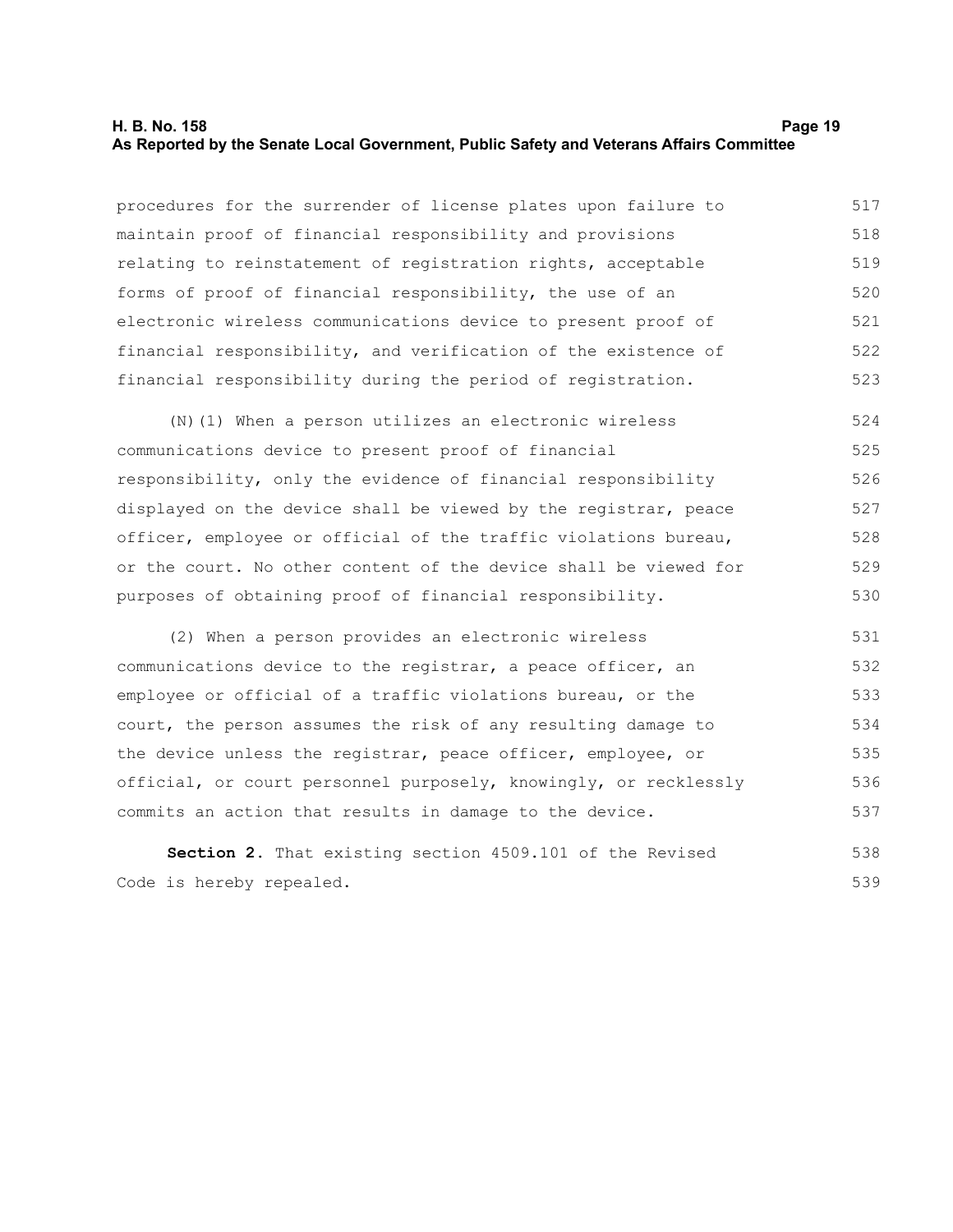procedures for the surrender of license plates upon failure to maintain proof of financial responsibility and provisions relating to reinstatement of registration rights, acceptable forms of proof of financial responsibility, the use of an electronic wireless communications device to present proof of financial responsibility, and verification of the existence of financial responsibility during the period of registration.

(N)(1) When a person utilizes an electronic wireless communications device to present proof of financial responsibility, only the evidence of financial responsibility displayed on the device shall be viewed by the registrar, peace officer, employee or official of the traffic violations bureau, or the court. No other content of the device shall be viewed for purposes of obtaining proof of financial responsibility.

(2) When a person provides an electronic wireless communications device to the registrar, a peace officer, an employee or official of a traffic violations bureau, or the court, the person assumes the risk of any resulting damage to the device unless the registrar, peace officer, employee, or official, or court personnel purposely, knowingly, or recklessly commits an action that results in damage to the device.

**Section 2.** That existing section 4509.101 of the Revised Code is hereby repealed.